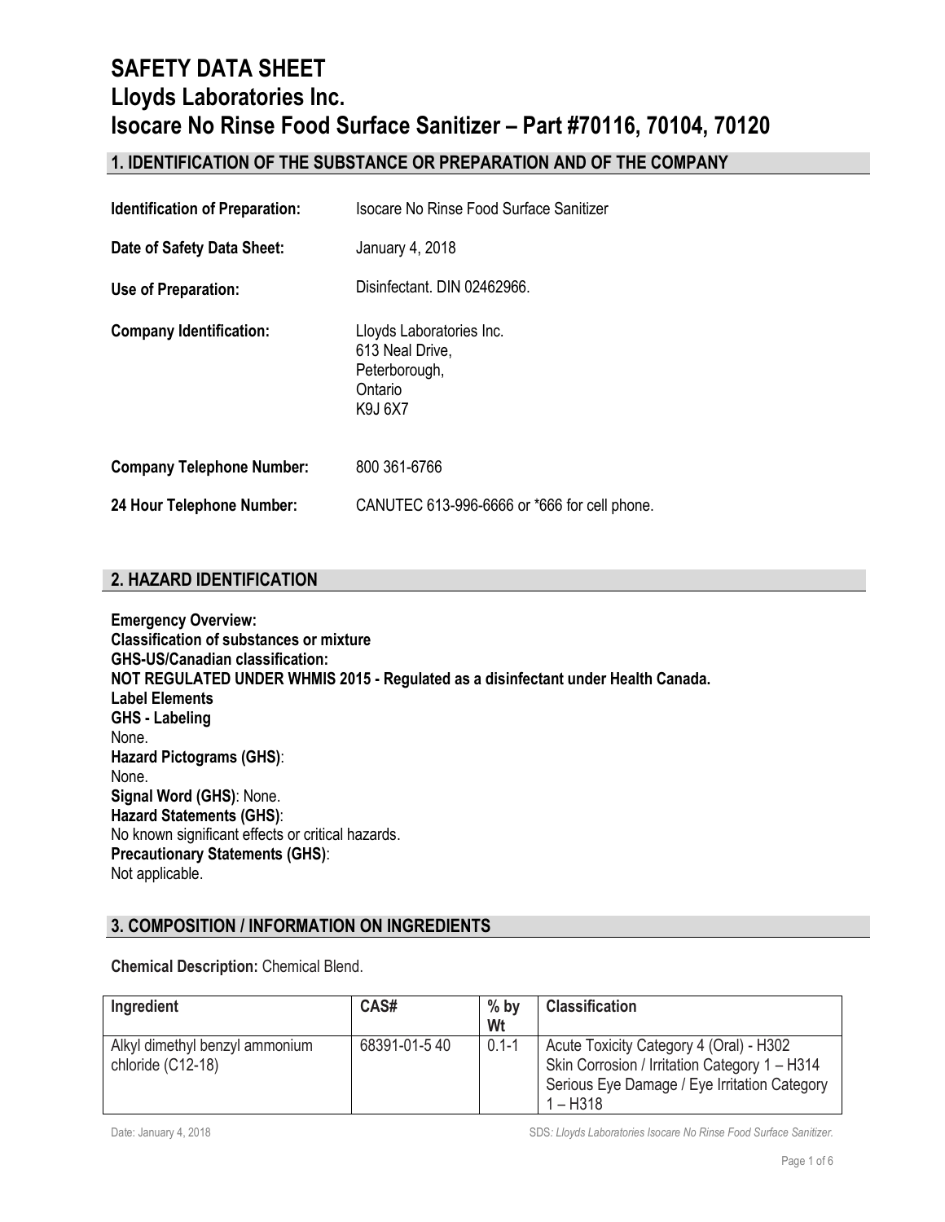# SAFETY DATA SHEET
# Lloyds Laboratories Inc.
# Isocare No Rinse Food Surface Sanitizer – Part #70116, 70104, 70120

## 1. IDENTIFICATION OF THE SUBSTANCE OR PREPARATION AND OF THE COMPANY

**Identification of Preparation:** Isocare No Rinse Food Surface Sanitizer

**Date of Safety Data Sheet:** January 4, 2018

**Use of Preparation:** Disinfectant. DIN 02462966.

**Company Identification:** Lloyds Laboratories Inc.
613 Neal Drive,
Peterborough,
Ontario
K9J 6X7

**Company Telephone Number:** 800 361-6766

**24 Hour Telephone Number:** CANUTEC 613-996-6666 or *666 for cell phone.

## 2. HAZARD IDENTIFICATION

**Emergency Overview:**
**Classification of substances or mixture**
**GHS-US/Canadian classification:**
**NOT REGULATED UNDER WHMIS 2015 - Regulated as a disinfectant under Health Canada.**
**Label Elements**
**GHS - Labeling**
None.
**Hazard Pictograms (GHS)**:
None.
**Signal Word (GHS)**: None.
**Hazard Statements (GHS)**:
No known significant effects or critical hazards.
**Precautionary Statements (GHS)**:
Not applicable.

## 3. COMPOSITION / INFORMATION ON INGREDIENTS

**Chemical Description:** Chemical Blend.

| Ingredient | CAS# | % by Wt | Classification |
|---|---|---|---|
| Alkyl dimethyl benzyl ammonium chloride (C12-18) | 68391-01-5 40 | 0.1-1 | Acute Toxicity Category 4 (Oral) - H302<br>Skin Corrosion / Irritation Category 1 – H314<br>Serious Eye Damage / Eye Irritation Category 1 – H318 |

Date: January 4, 2018 SDS: *Lloyds Laboratories Isocare No Rinse Food Surface Sanitizer.*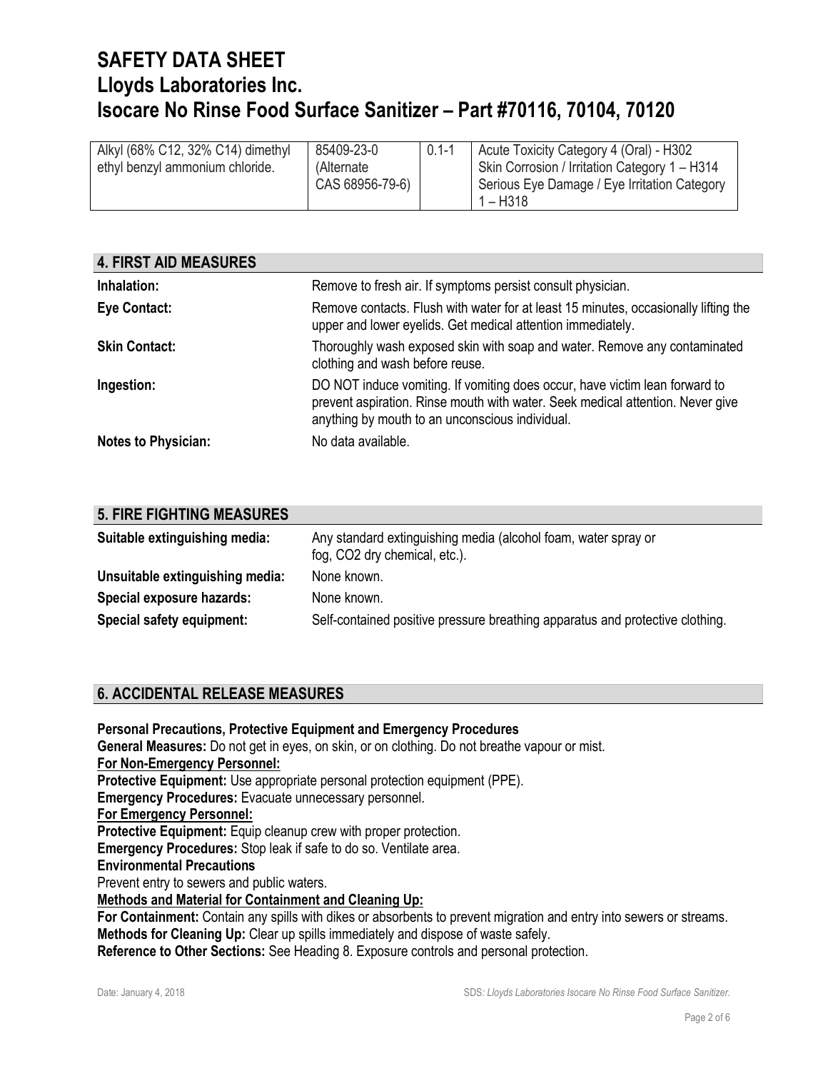| Alkyl (68% C12, 32% C14) dimethyl ethyl benzyl ammonium chloride. | 85409-23-0 (Alternate CAS 68956-79-6) | 0.1-1 | Acute Toxicity Category 4 (Oral) - H302<br>Skin Corrosion / Irritation Category 1 – H314<br>Serious Eye Damage / Eye Irritation Category 1 – H318 |
|---|---|---|---|

## 4. FIRST AID MEASURES

**Inhalation:** Remove to fresh air. If symptoms persist consult physician.

**Eye Contact:** Remove contacts. Flush with water for at least 15 minutes, occasionally lifting the upper and lower eyelids. Get medical attention immediately.

**Skin Contact:** Thoroughly wash exposed skin with soap and water. Remove any contaminated clothing and wash before reuse.

**Ingestion:** DO NOT induce vomiting. If vomiting does occur, have victim lean forward to prevent aspiration. Rinse mouth with water. Seek medical attention. Never give anything by mouth to an unconscious individual.

**Notes to Physician:** No data available.

## 5. FIRE FIGHTING MEASURES

**Suitable extinguishing media:** Any standard extinguishing media (alcohol foam, water spray or fog, $CO_2$ dry chemical, etc.).

**Unsuitable extinguishing media:** None known.

**Special exposure hazards:** None known.

**Special safety equipment:** Self-contained positive pressure breathing apparatus and protective clothing.

## 6. ACCIDENTAL RELEASE MEASURES

**Personal Precautions, Protective Equipment and Emergency Procedures**

**General Measures:** Do not get in eyes, on skin, or on clothing. Do not breathe vapour or mist.

**For Non-Emergency Personnel:**

**Protective Equipment:** Use appropriate personal protection equipment (PPE).

**Emergency Procedures:** Evacuate unnecessary personnel.

**For Emergency Personnel:**

**Protective Equipment:** Equip cleanup crew with proper protection.

**Emergency Procedures:** Stop leak if safe to do so. Ventilate area.

**Environmental Precautions**

Prevent entry to sewers and public waters.

**Methods and Material for Containment and Cleaning Up:**

**For Containment:** Contain any spills with dikes or absorbents to prevent migration and entry into sewers or streams.

**Methods for Cleaning Up:** Clear up spills immediately and dispose of waste safely.

**Reference to Other Sections:** See Heading 8. Exposure controls and personal protection.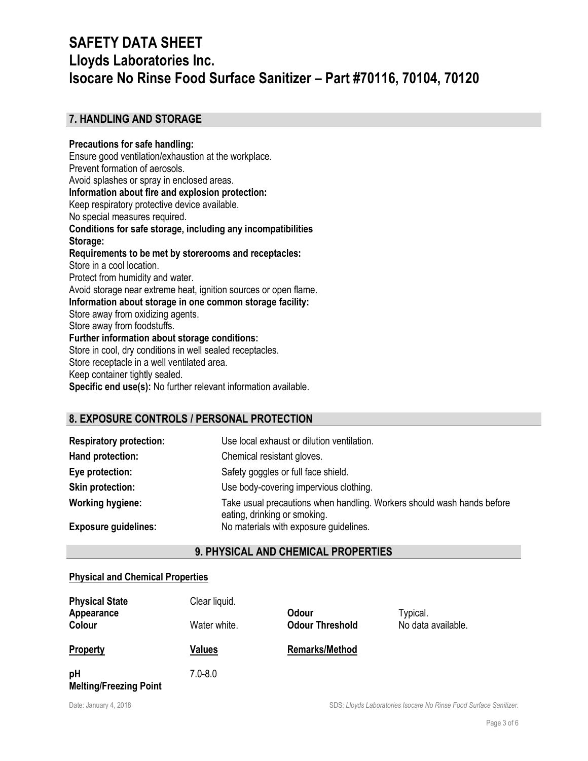## 7. HANDLING AND STORAGE

**Precautions for safe handling:**
Ensure good ventilation/exhaustion at the workplace.
Prevent formation of aerosols.
Avoid splashes or spray in enclosed areas.
**Information about fire and explosion protection:**
Keep respiratory protective device available.
No special measures required.
**Conditions for safe storage, including any incompatibilities**
**Storage:**
**Requirements to be met by storerooms and receptacles:**
Store in a cool location.
Protect from humidity and water.
Avoid storage near extreme heat, ignition sources or open flame.
**Information about storage in one common storage facility:**
Store away from oxidizing agents.
Store away from foodstuffs.
**Further information about storage conditions:**
Store in cool, dry conditions in well sealed receptacles.
Store receptacle in a well ventilated area.
Keep container tightly sealed.
**Specific end use(s):** No further relevant information available.

## 8. EXPOSURE CONTROLS / PERSONAL PROTECTION

| | |
|---|---|
| **Respiratory protection:** | Use local exhaust or dilution ventilation. |
| **Hand protection:** | Chemical resistant gloves. |
| **Eye protection:** | Safety goggles or full face shield. |
| **Skin protection:** | Use body-covering impervious clothing. |
| **Working hygiene:** | Take usual precautions when handling. Workers should wash hands before eating, drinking or smoking. |
| **Exposure guidelines:** | No materials with exposure guidelines. |

## 9. PHYSICAL AND CHEMICAL PROPERTIES

**Physical and Chemical Properties**

| | | | |
|---|---|---|---|
| **Physical State** | Clear liquid. | | |
| **Appearance** | | **Odour** | Typical. |
| **Colour** | Water white. | **Odour Threshold** | No data available. |
| **Property** | **Values** | **Remarks/Method** | |
| **pH** | 7.0-8.0 | | |
| **Melting/Freezing Point** | | | |

Date: January 4, 2018

SDS: *Lloyds Laboratories Isocare No Rinse Food Surface Sanitizer.*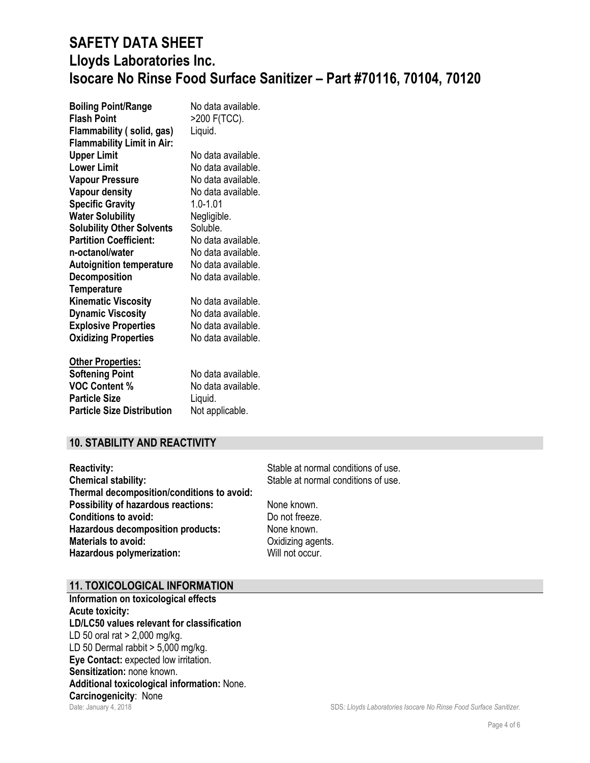| | |
|---|---|
| **Boiling Point/Range** | No data available. |
| **Flash Point** | >200 F(TCC). |
| **Flammability ( solid, gas)** | Liquid. |
| **Flammability Limit in Air:** | |
| **Upper Limit** | No data available. |
| **Lower Limit** | No data available. |
| **Vapour Pressure** | No data available. |
| **Vapour density** | No data available. |
| **Specific Gravity** | 1.0-1.01 |
| **Water Solubility** | Negligible. |
| **Solubility Other Solvents** | Soluble. |
| **Partition Coefficient:** | No data available. |
| **n-octanol/water** | No data available. |
| **Autoignition temperature** | No data available. |
| **Decomposition Temperature** | No data available. |
| **Kinematic Viscosity** | No data available. |
| **Dynamic Viscosity** | No data available. |
| **Explosive Properties** | No data available. |
| **Oxidizing Properties** | No data available. |

**Other Properties:**

| | |
|---|---|
| **Softening Point** | No data available. |
| **VOC Content %** | No data available. |
| **Particle Size** | Liquid. |
| **Particle Size Distribution** | Not applicable. |

## 10. STABILITY AND REACTIVITY

| | |
|---|---|
| **Reactivity:** | Stable at normal conditions of use. |
| **Chemical stability:** | Stable at normal conditions of use. |
| **Thermal decomposition/conditions to avoid:** | |
| **Possibility of hazardous reactions:** | None known. |
| **Conditions to avoid:** | Do not freeze. |
| **Hazardous decomposition products:** | None known. |
| **Materials to avoid:** | Oxidizing agents. |
| **Hazardous polymerization:** | Will not occur. |

## 11. TOXICOLOGICAL INFORMATION

**Information on toxicological effects**

**Acute toxicity:**

**LD/LC50 values relevant for classification**

LD 50 oral rat > 2,000 mg/kg.

LD 50 Dermal rabbit > 5,000 mg/kg.

**Eye Contact:** expected low irritation.

**Sensitization:** none known.

**Additional toxicological information:** None.

**Carcinogenicity**: None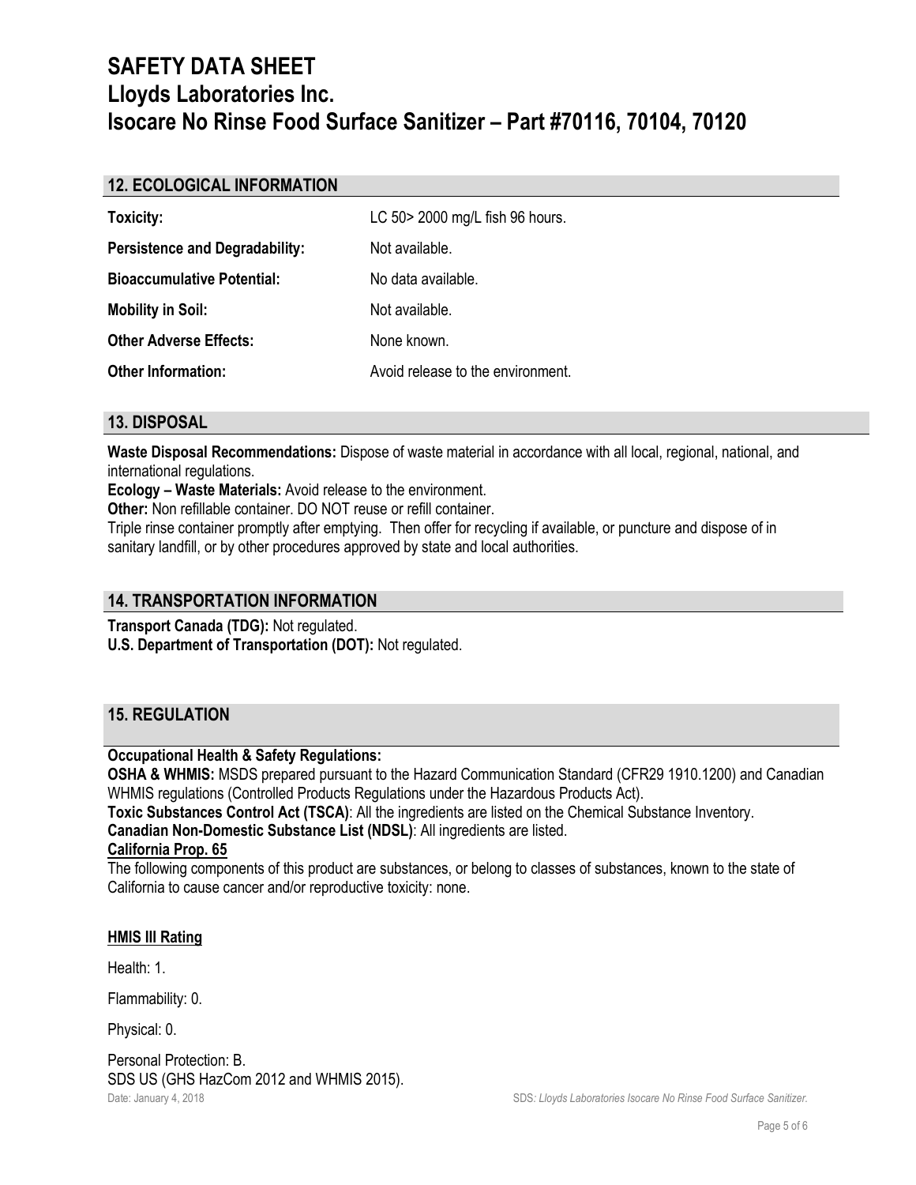## 12. ECOLOGICAL INFORMATION

| | |
|---|---|
| **Toxicity:** | LC 50> 2000 mg/L fish 96 hours. |
| **Persistence and Degradability:** | Not available. |
| **Bioaccumulative Potential:** | No data available. |
| **Mobility in Soil:** | Not available. |
| **Other Adverse Effects:** | None known. |
| **Other Information:** | Avoid release to the environment. |

## 13. DISPOSAL

**Waste Disposal Recommendations:** Dispose of waste material in accordance with all local, regional, national, and international regulations.
**Ecology – Waste Materials:** Avoid release to the environment.
**Other:** Non refillable container. DO NOT reuse or refill container.
Triple rinse container promptly after emptying. Then offer for recycling if available, or puncture and dispose of in sanitary landfill, or by other procedures approved by state and local authorities.

## 14. TRANSPORTATION INFORMATION

**Transport Canada (TDG):** Not regulated.
**U.S. Department of Transportation (DOT):** Not regulated.

## 15. REGULATION

**Occupational Health & Safety Regulations:**
**OSHA & WHMIS:** MSDS prepared pursuant to the Hazard Communication Standard (CFR29 1910.1200) and Canadian WHMIS regulations (Controlled Products Regulations under the Hazardous Products Act).
**Toxic Substances Control Act (TSCA)**: All the ingredients are listed on the Chemical Substance Inventory.
**Canadian Non-Domestic Substance List (NDSL)**: All ingredients are listed.
**California Prop. 65**
The following components of this product are substances, or belong to classes of substances, known to the state of California to cause cancer and/or reproductive toxicity: none.

**HMIS III Rating**

Health: 1.

Flammability: 0.

Physical: 0.

Personal Protection: B.
SDS US (GHS HazCom 2012 and WHMIS 2015).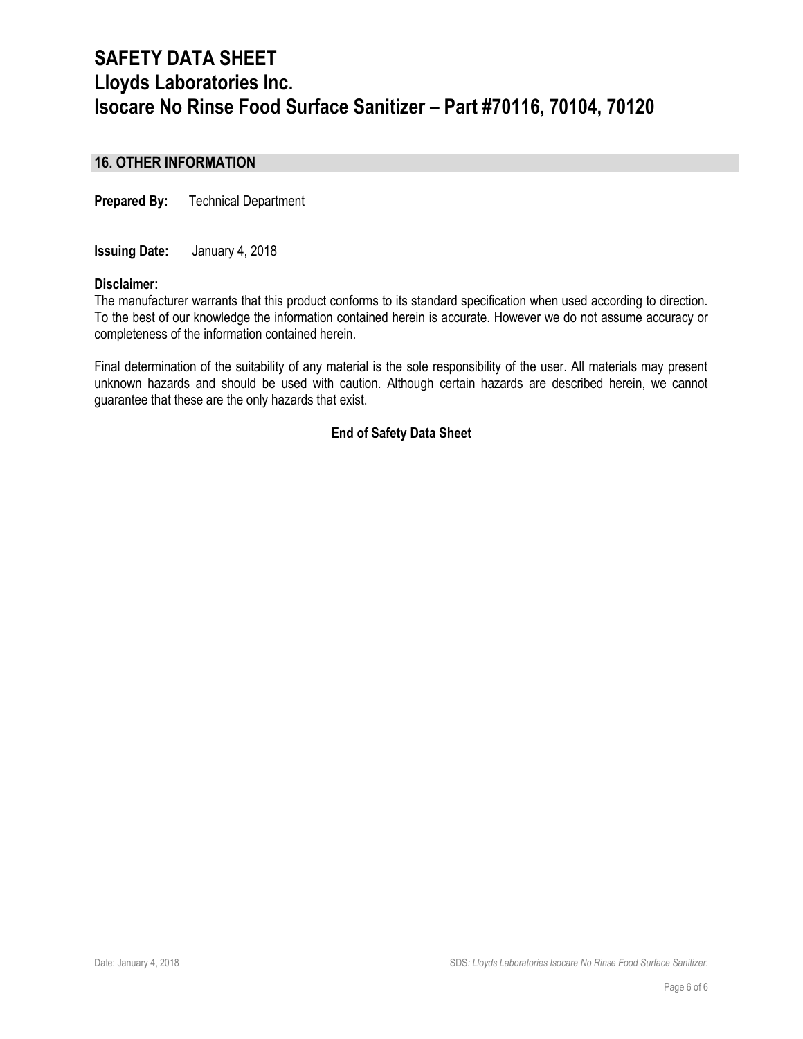## 16. OTHER INFORMATION

**Prepared By:** Technical Department

**Issuing Date:** January 4, 2018

**Disclaimer:**

The manufacturer warrants that this product conforms to its standard specification when used according to direction. To the best of our knowledge the information contained herein is accurate. However we do not assume accuracy or completeness of the information contained herein.

Final determination of the suitability of any material is the sole responsibility of the user. All materials may present unknown hazards and should be used with caution. Although certain hazards are described herein, we cannot guarantee that these are the only hazards that exist.

**End of Safety Data Sheet**